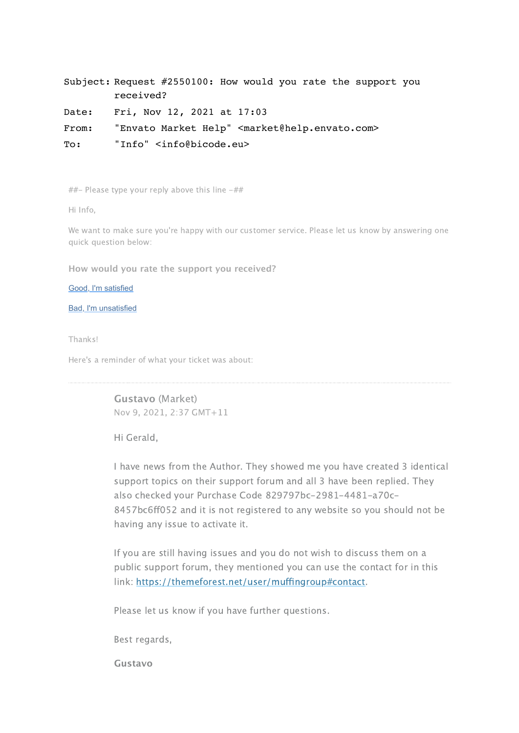Subject: Request #2550100: How would you rate the support you received?

Date: Fri, Nov 12, 2021 at 17:03

From: "Envato Market Help" <market@help.envato.com>

To: "Info" <info@bicode.eu>

##- Please type your reply above this line -##

Hi Info,

We want to make sure you're happy with our customer service. Please let us know by answering one quick question below:

**How would you rate the support you received?**

Good, I'm satisfied

Bad, I'm unsatisfied

Thanks!

Here's a reminder of what your ticket was about:

---

**Gustavo** (Market)
Nov 9, 2021, 2:37 GMT+11

Hi Gerald,

I have news from the Author. They showed me you have created 3 identical support topics on their support forum and all 3 have been replied. They also checked your Purchase Code 829797bc-2981-4481-a70c-8457bc6ff052 and it is not registered to any website so you should not be having any issue to activate it.

If you are still having issues and you do not wish to discuss them on a public support forum, they mentioned you can use the contact for in this link: https://themeforest.net/user/muffingroup#contact.

Please let us know if you have further questions.

Best regards,

**Gustavo**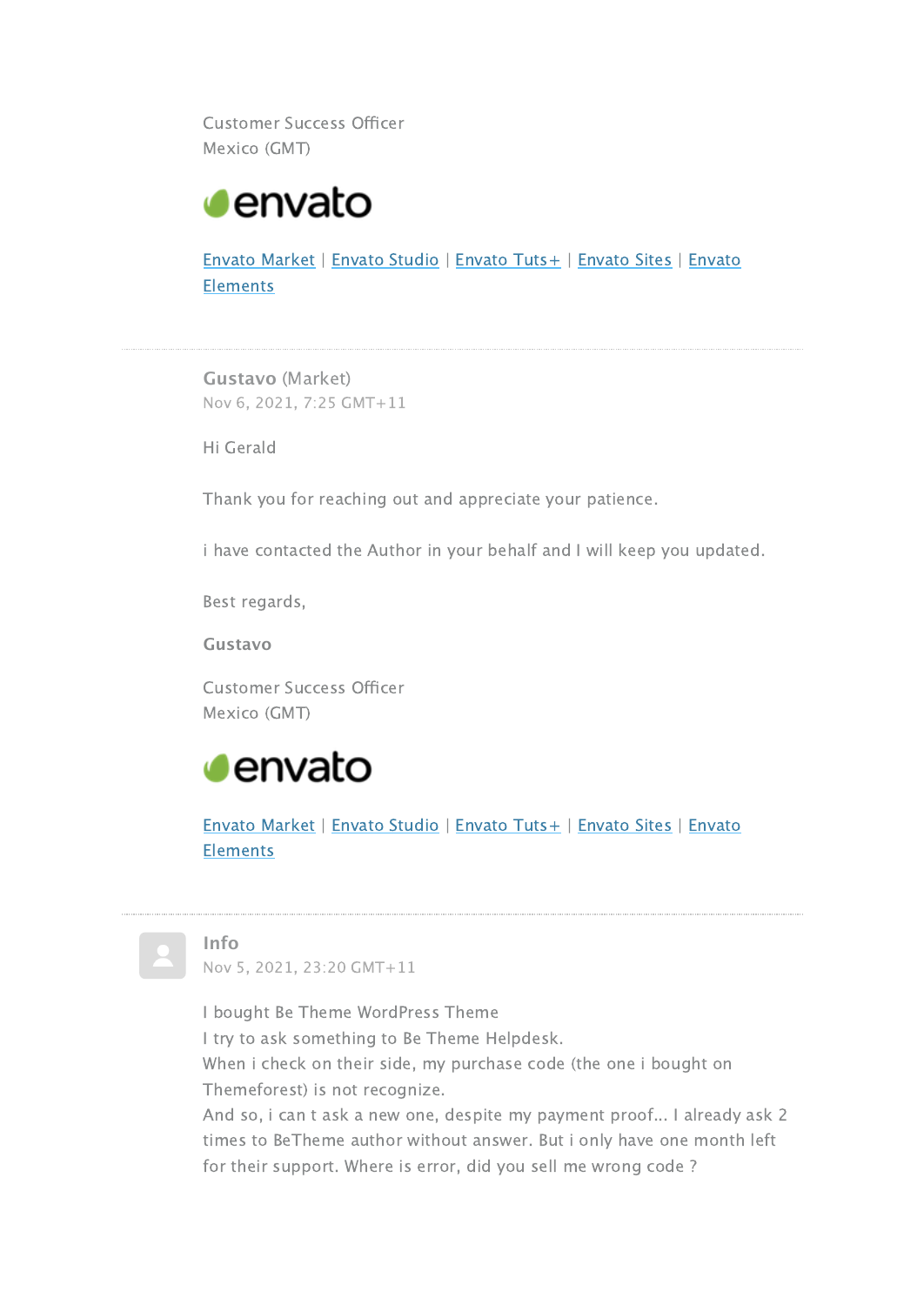Customer Success Officer
Mexico (GMT)

envato

[Envato Market](#) | [Envato Studio](#) | [Envato Tuts+](#) | [Envato Sites](#) | [Envato Elements](#)

---

**Gustavo** (Market)
Nov 6, 2021, 7:25 GMT+11

Hi Gerald

Thank you for reaching out and appreciate your patience.

i have contacted the Author in your behalf and I will keep you updated.

Best regards,

**Gustavo**

Customer Success Officer
Mexico (GMT)

envato

[Envato Market](#) | [Envato Studio](#) | [Envato Tuts+](#) | [Envato Sites](#) | [Envato Elements](#)

---

**Info**
Nov 5, 2021, 23:20 GMT+11

I bought Be Theme WordPress Theme
I try to ask something to Be Theme Helpdesk.
When i check on their side, my purchase code (the one i bought on Themeforest) is not recognize.
And so, i can t ask a new one, despite my payment proof... I already ask 2 times to BeTheme author without answer. But i only have one month left for their support. Where is error, did you sell me wrong code ?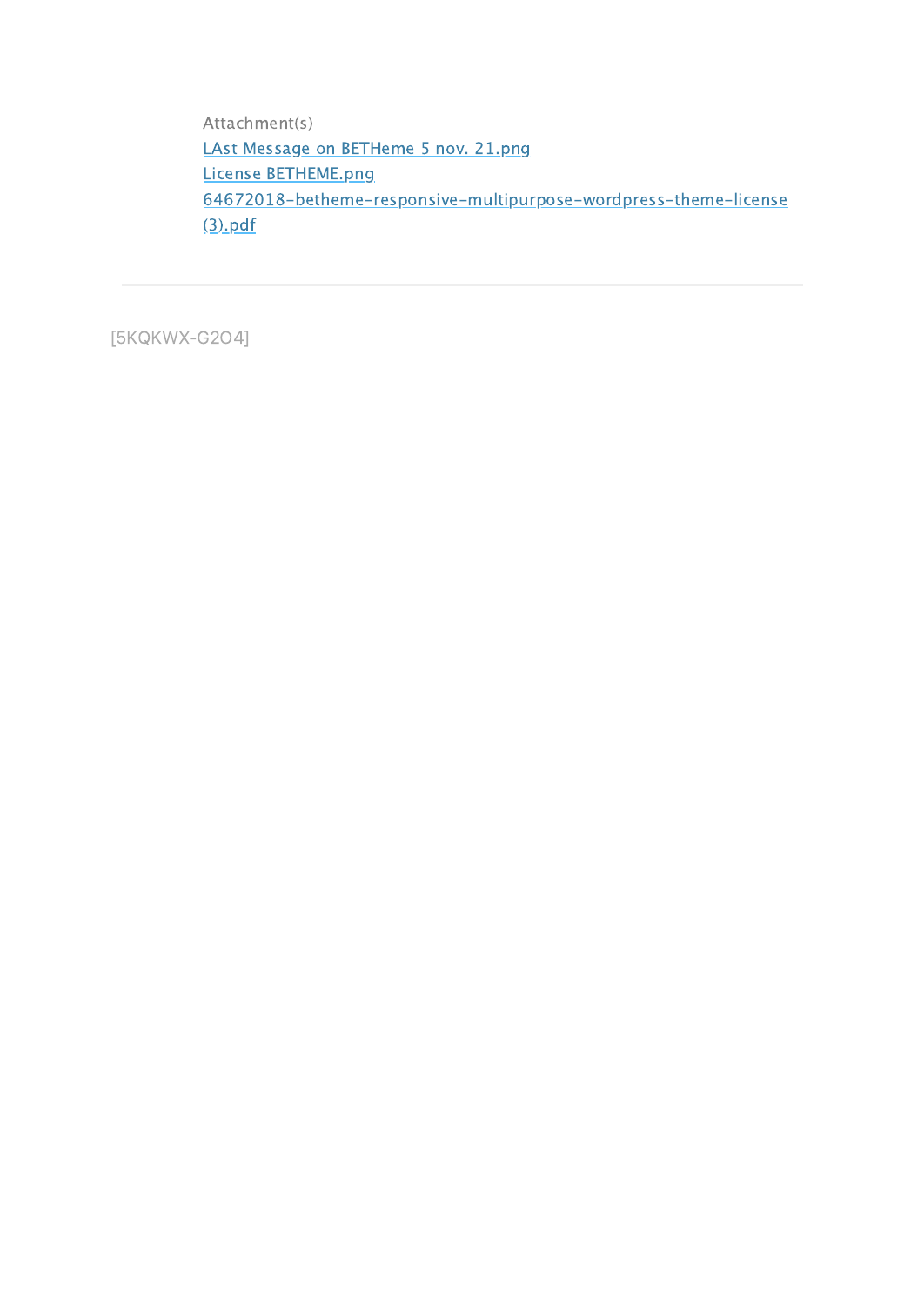Attachment(s)

[LAst Message on BETHeme 5 nov. 21.png]

[License BETHEME.png]

[64672018-betheme-responsive-multipurpose-wordpress-theme-license (3).pdf]

---

[5KQKWX-G2O4]